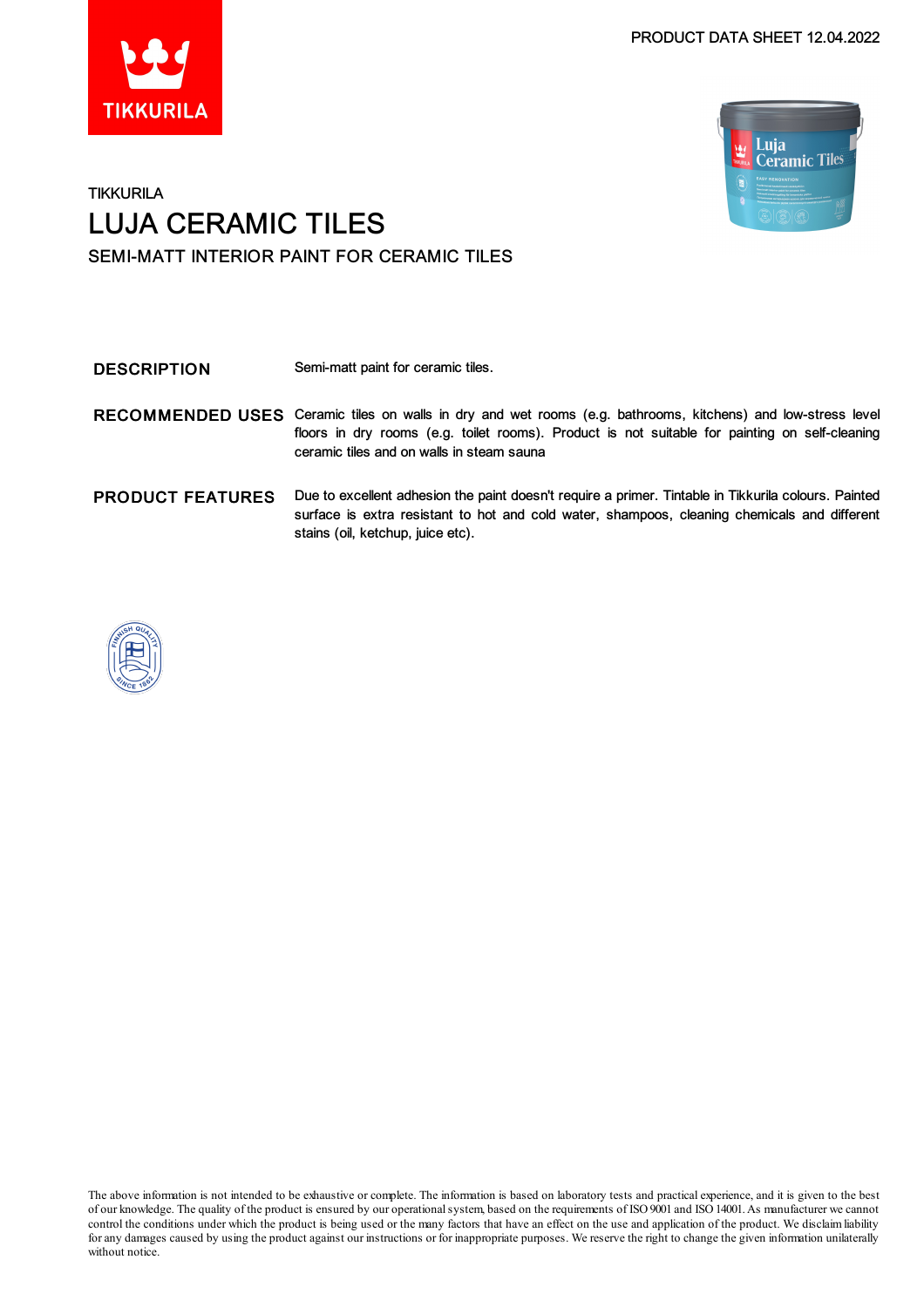PRODUCT DATA SHEET 12.04.2022

TIKKURILA

# LUJA CERAMIC TILES

## SEMI-MATT INTERIOR PAINT FOR CERAMIC TILES

**DESCRIPTION**

Semi-matt paint for ceramic tiles.

**RECOMMENDED USES**

Ceramic tiles on walls in dry and wet rooms (e.g. bathrooms, kitchens) and low-stress level floors in dry rooms (e.g. toilet rooms). Product is not suitable for painting on self-cleaning ceramic tiles and on walls in steam sauna

**PRODUCT FEATURES**

Due to excellent adhesion the paint doesn't require a primer. Tintable in Tikkurila colours. Painted surface is extra resistant to hot and cold water, shampoos, cleaning chemicals and different stains (oil, ketchup, juice etc).

The above information is not intended to be exhaustive or complete. The information is based on laboratory tests and practical experience, and it is given to the best of our knowledge. The quality of the product is ensured by our operational system, based on the requirements of ISO 9001 and ISO 14001. As manufacturer we cannot control the conditions under which the product is being used or the many factors that have an effect on the use and application of the product. We disclaim liability for any damages caused by using the product against our instructions or for inappropriate purposes. We reserve the right to change the given information unilaterally without notice.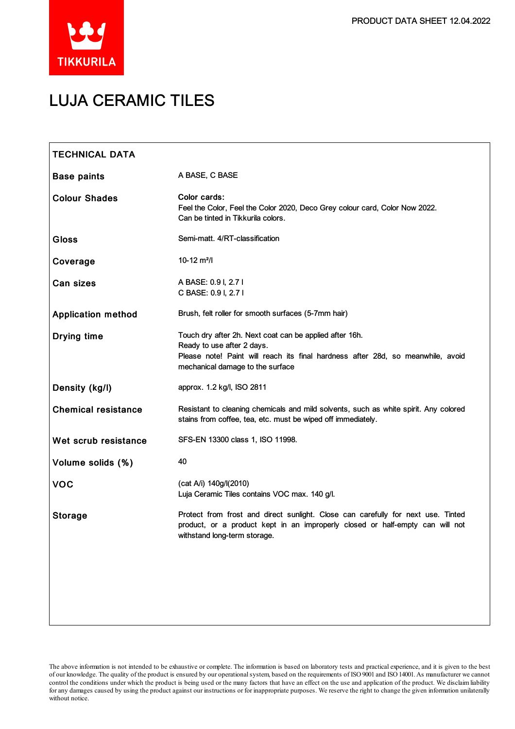# LUJA CERAMIC TILES

## TECHNICAL DATA

| | |
|---|---|
| **Base paints** | A BASE, C BASE |
| **Colour Shades** | **Color cards:**<br>Feel the Color, Feel the Color 2020, Deco Grey colour card, Color Now 2022.<br>Can be tinted in Tikkurila colors. |
| **Gloss** | Semi-matt. 4/RT-classification |
| **Coverage** | 10-12 m²/l |
| **Can sizes** | A BASE: 0.9 l, 2.7 l<br>C BASE: 0.9 l, 2.7 l |
| **Application method** | Brush, felt roller for smooth surfaces (5-7mm hair) |
| **Drying time** | Touch dry after 2h. Next coat can be applied after 16h.<br>Ready to use after 2 days.<br>Please note! Paint will reach its final hardness after 28d, so meanwhile, avoid mechanical damage to the surface |
| **Density (kg/l)** | approx. 1.2 kg/l, ISO 2811 |
| **Chemical resistance** | Resistant to cleaning chemicals and mild solvents, such as white spirit. Any colored stains from coffee, tea, etc. must be wiped off immediately. |
| **Wet scrub resistance** | SFS-EN 13300 class 1, ISO 11998. |
| **Volume solids (%)** | 40 |
| **VOC** | (cat A/i) 140g/l(2010)<br>Luja Ceramic Tiles contains VOC max. 140 g/l. |
| **Storage** | Protect from frost and direct sunlight. Close can carefully for next use. Tinted product, or a product kept in an improperly closed or half-empty can will not withstand long-term storage. |

The above information is not intended to be exhaustive or complete. The information is based on laboratory tests and practical experience, and it is given to the best of our knowledge. The quality of the product is ensured by our operational system, based on the requirements of ISO 9001 and ISO 14001. As manufacturer we cannot control the conditions under which the product is being used or the many factors that have an effect on the use and application of the product. We disclaim liability for any damages caused by using the product against our instructions or for inappropriate purposes. We reserve the right to change the given information unilaterally without notice.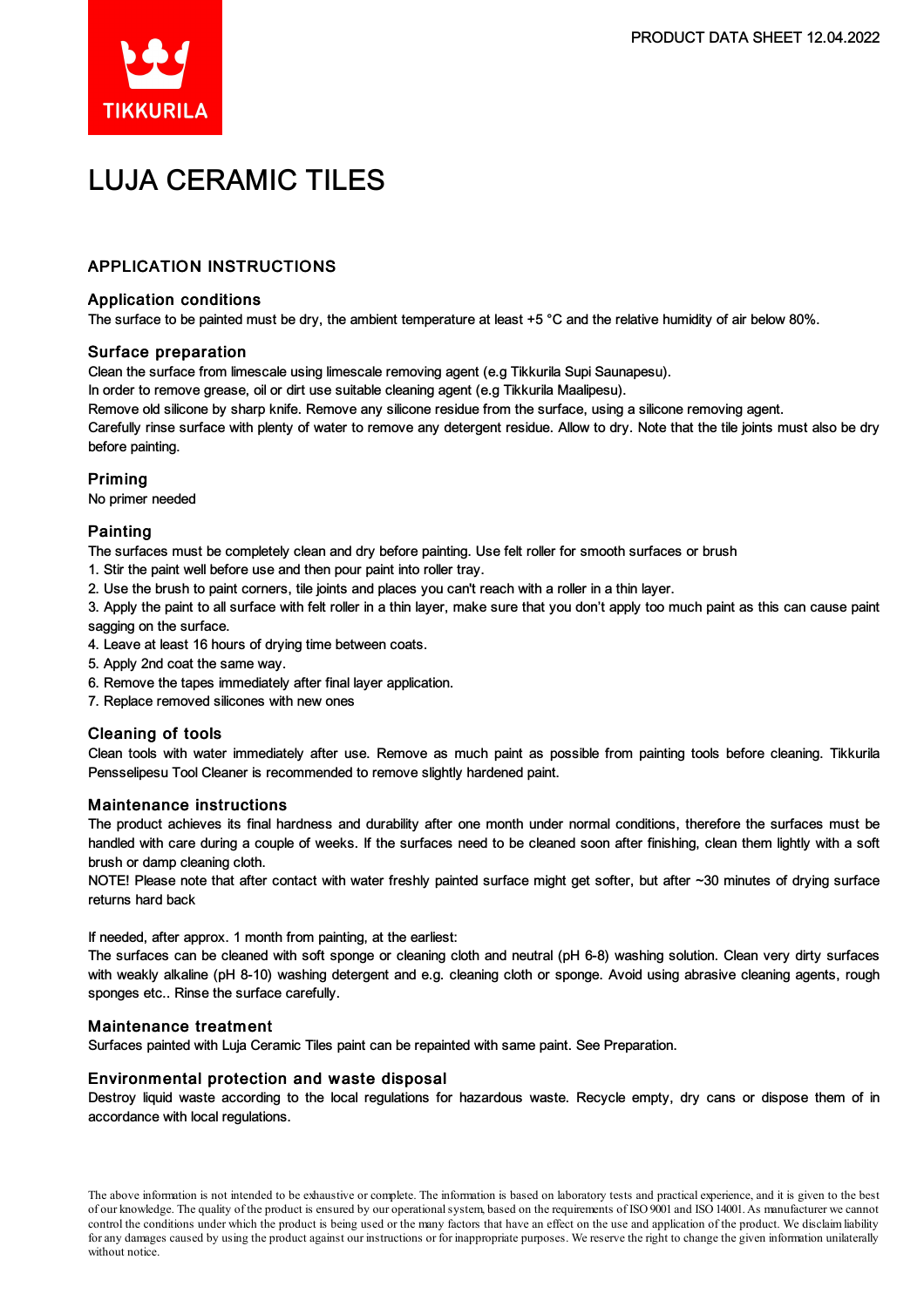# LUJA CERAMIC TILES

## APPLICATION INSTRUCTIONS

### Application conditions

The surface to be painted must be dry, the ambient temperature at least +5 °C and the relative humidity of air below 80%.

### Surface preparation

Clean the surface from limescale using limescale removing agent (e.g Tikkurila Supi Saunapesu).
In order to remove grease, oil or dirt use suitable cleaning agent (e.g Tikkurila Maalipesu).
Remove old silicone by sharp knife. Remove any silicone residue from the surface, using a silicone removing agent.
Carefully rinse surface with plenty of water to remove any detergent residue. Allow to dry. Note that the tile joints must also be dry before painting.

### Priming

No primer needed

### Painting

The surfaces must be completely clean and dry before painting. Use felt roller for smooth surfaces or brush

1. Stir the paint well before use and then pour paint into roller tray.
2. Use the brush to paint corners, tile joints and places you can't reach with a roller in a thin layer.
3. Apply the paint to all surface with felt roller in a thin layer, make sure that you don't apply too much paint as this can cause paint sagging on the surface.
4. Leave at least 16 hours of drying time between coats.
5. Apply 2nd coat the same way.
6. Remove the tapes immediately after final layer application.
7. Replace removed silicones with new ones

### Cleaning of tools

Clean tools with water immediately after use. Remove as much paint as possible from painting tools before cleaning. Tikkurila Pensselipesu Tool Cleaner is recommended to remove slightly hardened paint.

### Maintenance instructions

The product achieves its final hardness and durability after one month under normal conditions, therefore the surfaces must be handled with care during a couple of weeks. If the surfaces need to be cleaned soon after finishing, clean them lightly with a soft brush or damp cleaning cloth.
NOTE! Please note that after contact with water freshly painted surface might get softer, but after ~30 minutes of drying surface returns hard back

If needed, after approx. 1 month from painting, at the earliest:
The surfaces can be cleaned with soft sponge or cleaning cloth and neutral (pH 6-8) washing solution. Clean very dirty surfaces with weakly alkaline (pH 8-10) washing detergent and e.g. cleaning cloth or sponge. Avoid using abrasive cleaning agents, rough sponges etc.. Rinse the surface carefully.

### Maintenance treatment

Surfaces painted with Luja Ceramic Tiles paint can be repainted with same paint. See Preparation.

### Environmental protection and waste disposal

Destroy liquid waste according to the local regulations for hazardous waste. Recycle empty, dry cans or dispose them of in accordance with local regulations.

The above information is not intended to be exhaustive or complete. The information is based on laboratory tests and practical experience, and it is given to the best of our knowledge. The quality of the product is ensured by our operational system, based on the requirements of ISO 9001 and ISO 14001. As manufacturer we cannot control the conditions under which the product is being used or the many factors that have an effect on the use and application of the product. We disclaim liability for any damages caused by using the product against our instructions or for inappropriate purposes. We reserve the right to change the given information unilaterally without notice.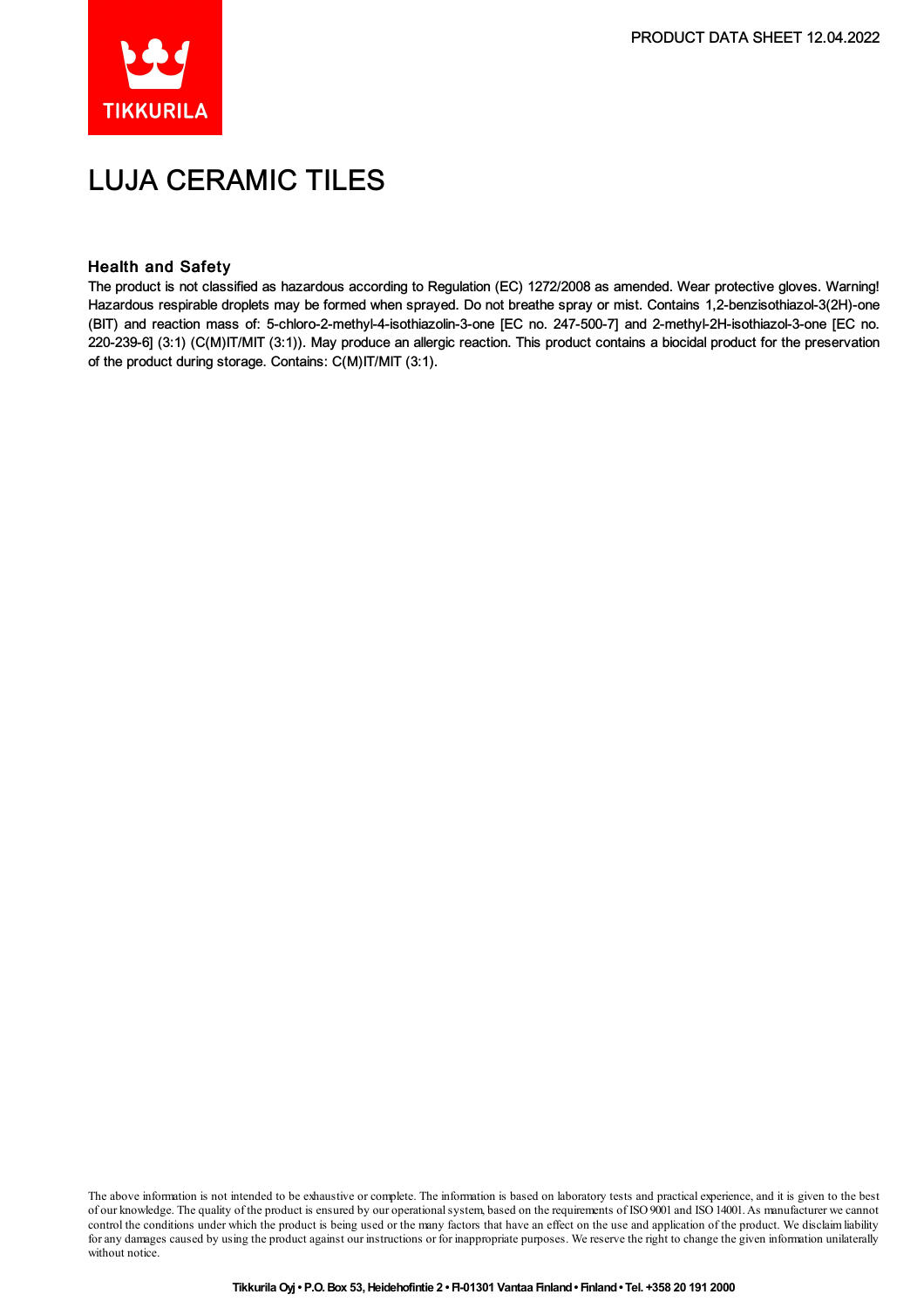# LUJA CERAMIC TILES

### Health and Safety

The product is not classified as hazardous according to Regulation (EC) 1272/2008 as amended. Wear protective gloves. Warning! Hazardous respirable droplets may be formed when sprayed. Do not breathe spray or mist. Contains 1,2-benzisothiazol-3(2H)-one (BIT) and reaction mass of: 5-chloro-2-methyl-4-isothiazolin-3-one [EC no. 247-500-7] and 2-methyl-2H-isothiazol-3-one [EC no. 220-239-6] (3:1) (C(M)IT/MIT (3:1)). May produce an allergic reaction. This product contains a biocidal product for the preservation of the product during storage. Contains: C(M)IT/MIT (3:1).

The above information is not intended to be exhaustive or complete. The information is based on laboratory tests and practical experience, and it is given to the best of our knowledge. The quality of the product is ensured by our operational system, based on the requirements of ISO 9001 and ISO 14001. As manufacturer we cannot control the conditions under which the product is being used or the many factors that have an effect on the use and application of the product. We disclaim liability for any damages caused by using the product against our instructions or for inappropriate purposes. We reserve the right to change the given information unilaterally without notice.

**Tikkurila Oyj • P.O. Box 53, Heidehofintie 2 • FI-01301 Vantaa Finland • Finland • Tel. +358 20 191 2000**